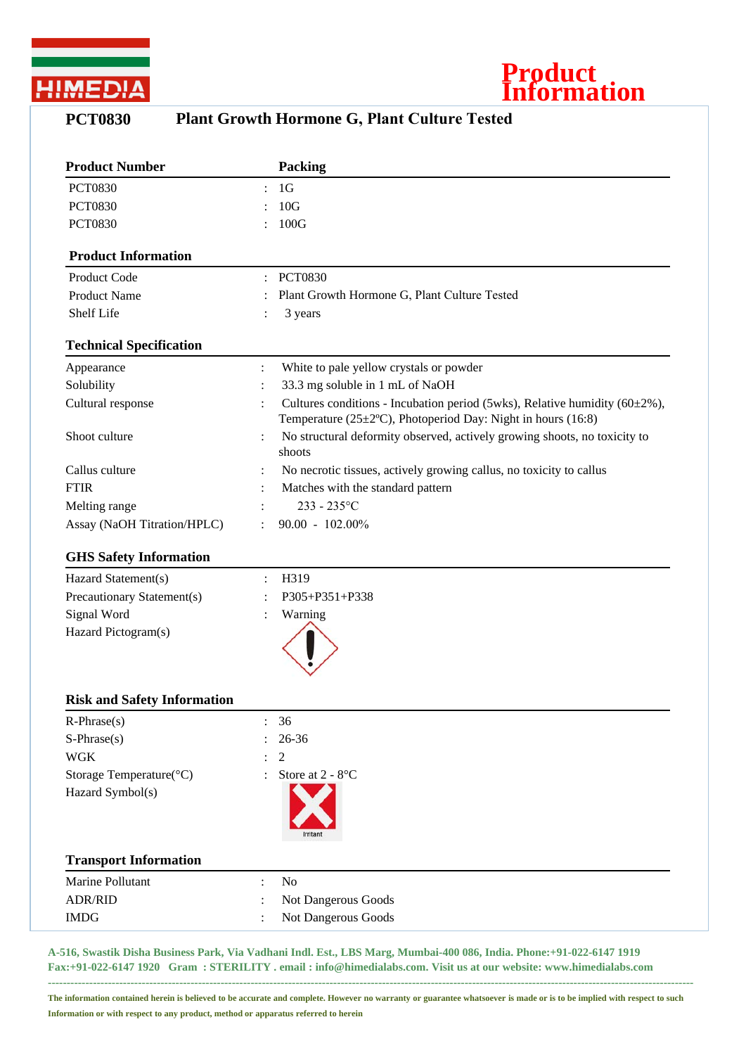HIMEDIA

# Product Information

## PCT0830 Plant Growth Hormone G, Plant Culture Tested

| Product Number | Packing |
|---|---|
| PCT0830 | : 1G |
| PCT0830 | : 10G |
| PCT0830 | : 100G |

### Product Information

| | |
|---|---|
| Product Code | : PCT0830 |
| Product Name | : Plant Growth Hormone G, Plant Culture Tested |
| Shelf Life | : 3 years |

### Technical Specification

| | |
|---|---|
| Appearance | : White to pale yellow crystals or powder |
| Solubility | : 33.3 mg soluble in 1 mL of NaOH |
| Cultural response | : Cultures conditions - Incubation period (5wks), Relative humidity (60±2%), Temperature (25±2ºC), Photoperiod Day: Night in hours (16:8) |
| Shoot culture | : No structural deformity observed, actively growing shoots, no toxicity to shoots |
| Callus culture | : No necrotic tissues, actively growing callus, no toxicity to callus |
| FTIR | : Matches with the standard pattern |
| Melting range | : 233 - 235°C |
| Assay (NaOH Titration/HPLC) | : 90.00 - 102.00% |

### GHS Safety Information

| | |
|---|---|
| Hazard Statement(s) | : H319 |
| Precautionary Statement(s) | : P305+P351+P338 |
| Signal Word | : Warning |
| Hazard Pictogram(s) | |

### Risk and Safety Information

| | |
|---|---|
| R-Phrase(s) | : 36 |
| S-Phrase(s) | : 26-36 |
| WGK | : 2 |
| Storage Temperature(°C) | : Store at 2 - 8°C |
| Hazard Symbol(s) | Irritant |

### Transport Information

| | |
|---|---|
| Marine Pollutant | : No |
| ADR/RID | : Not Dangerous Goods |
| IMDG | : Not Dangerous Goods |

**A-516, Swastik Disha Business Park, Via Vadhani Indl. Est., LBS Marg, Mumbai-400 086, India. Phone:+91-022-6147 1919 Fax:+91-022-6147 1920 Gram : STERILITY . email : info@himedialabs.com. Visit us at our website: www.himedialabs.com**

**The information contained herein is believed to be accurate and complete. However no warranty or guarantee whatsoever is made or is to be implied with respect to such Information or with respect to any product, method or apparatus referred to herein**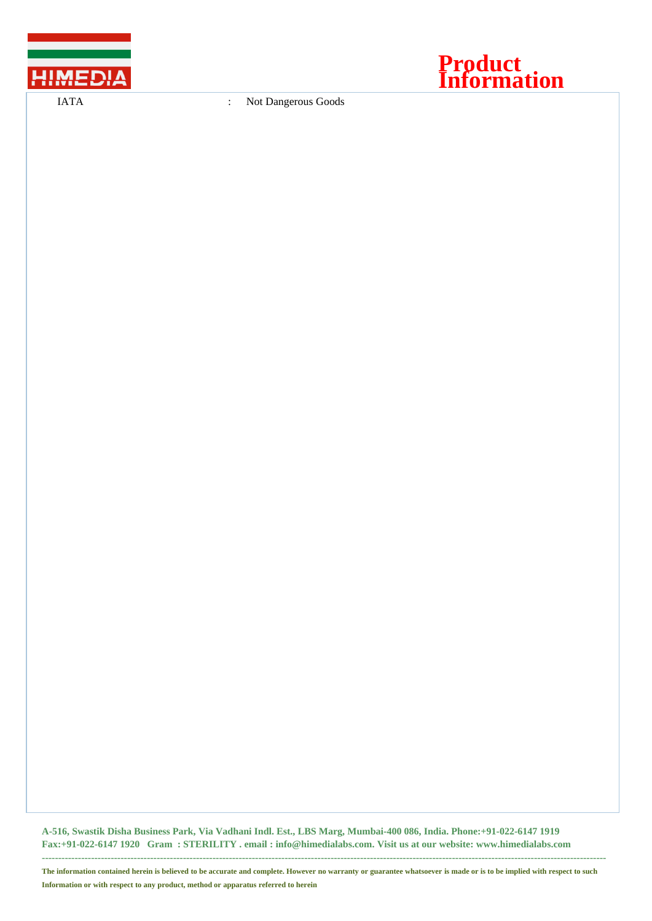IATA : Not Dangerous Goods